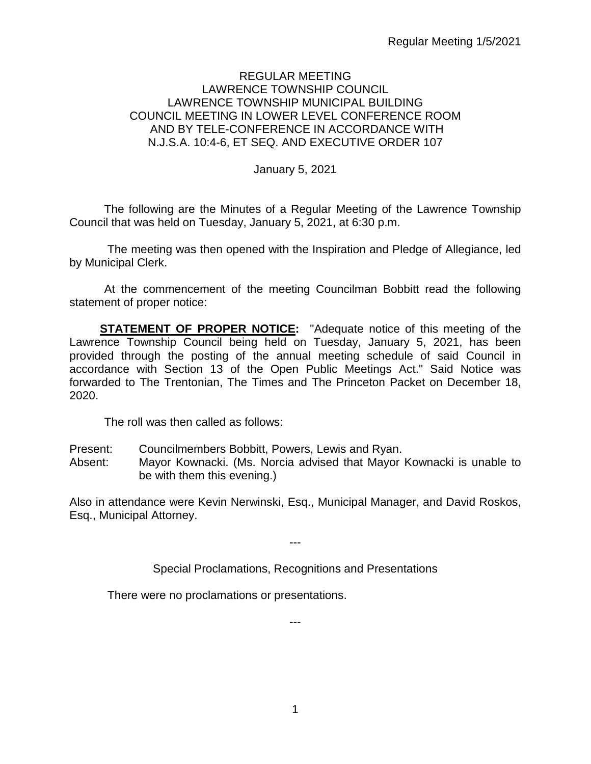# REGULAR MEETING
## LAWRENCE TOWNSHIP COUNCIL
## LAWRENCE TOWNSHIP MUNICIPAL BUILDING
## COUNCIL MEETING IN LOWER LEVEL CONFERENCE ROOM AND BY TELE-CONFERENCE IN ACCORDANCE WITH N.J.S.A. 10:4-6, ET SEQ. AND EXECUTIVE ORDER 107

January 5, 2021

The following are the Minutes of a Regular Meeting of the Lawrence Township Council that was held on Tuesday, January 5, 2021, at 6:30 p.m.

The meeting was then opened with the Inspiration and Pledge of Allegiance, led by Municipal Clerk.

At the commencement of the meeting Councilman Bobbitt read the following statement of proper notice:

**STATEMENT OF PROPER NOTICE:** "Adequate notice of this meeting of the Lawrence Township Council being held on Tuesday, January 5, 2021, has been provided through the posting of the annual meeting schedule of said Council in accordance with Section 13 of the Open Public Meetings Act." Said Notice was forwarded to The Trentonian, The Times and The Princeton Packet on December 18, 2020.

The roll was then called as follows:

Present: Councilmembers Bobbitt, Powers, Lewis and Ryan.
Absent: Mayor Kownacki. (Ms. Norcia advised that Mayor Kownacki is unable to be with them this evening.)

Also in attendance were Kevin Nerwinski, Esq., Municipal Manager, and David Roskos, Esq., Municipal Attorney.

---

Special Proclamations, Recognitions and Presentations

There were no proclamations or presentations.

---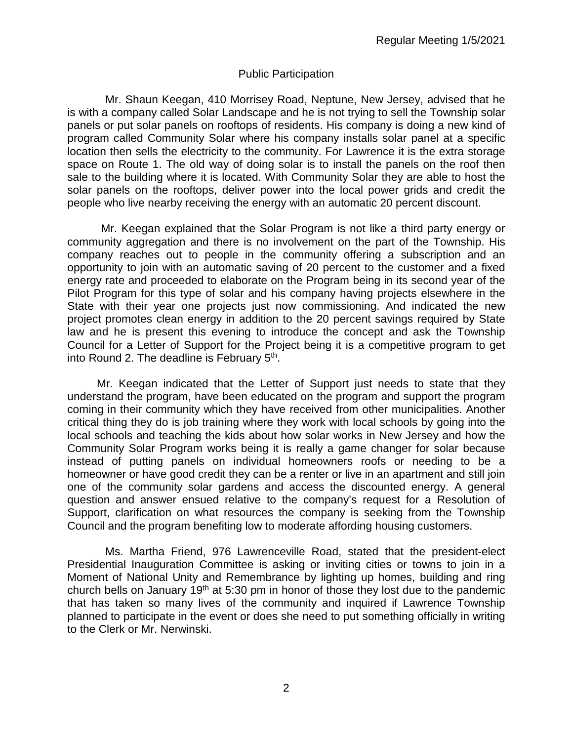## Public Participation

Mr. Shaun Keegan, 410 Morrisey Road, Neptune, New Jersey, advised that he is with a company called Solar Landscape and he is not trying to sell the Township solar panels or put solar panels on rooftops of residents. His company is doing a new kind of program called Community Solar where his company installs solar panel at a specific location then sells the electricity to the community. For Lawrence it is the extra storage space on Route 1. The old way of doing solar is to install the panels on the roof then sale to the building where it is located. With Community Solar they are able to host the solar panels on the rooftops, deliver power into the local power grids and credit the people who live nearby receiving the energy with an automatic 20 percent discount.

Mr. Keegan explained that the Solar Program is not like a third party energy or community aggregation and there is no involvement on the part of the Township. His company reaches out to people in the community offering a subscription and an opportunity to join with an automatic saving of 20 percent to the customer and a fixed energy rate and proceeded to elaborate on the Program being in its second year of the Pilot Program for this type of solar and his company having projects elsewhere in the State with their year one projects just now commissioning. And indicated the new project promotes clean energy in addition to the 20 percent savings required by State law and he is present this evening to introduce the concept and ask the Township Council for a Letter of Support for the Project being it is a competitive program to get into Round 2. The deadline is February 5th.

Mr. Keegan indicated that the Letter of Support just needs to state that they understand the program, have been educated on the program and support the program coming in their community which they have received from other municipalities. Another critical thing they do is job training where they work with local schools by going into the local schools and teaching the kids about how solar works in New Jersey and how the Community Solar Program works being it is really a game changer for solar because instead of putting panels on individual homeowners roofs or needing to be a homeowner or have good credit they can be a renter or live in an apartment and still join one of the community solar gardens and access the discounted energy. A general question and answer ensued relative to the company's request for a Resolution of Support, clarification on what resources the company is seeking from the Township Council and the program benefiting low to moderate affording housing customers.

Ms. Martha Friend, 976 Lawrenceville Road, stated that the president-elect Presidential Inauguration Committee is asking or inviting cities or towns to join in a Moment of National Unity and Remembrance by lighting up homes, building and ring church bells on January 19th at 5:30 pm in honor of those they lost due to the pandemic that has taken so many lives of the community and inquired if Lawrence Township planned to participate in the event or does she need to put something officially in writing to the Clerk or Mr. Nerwinski.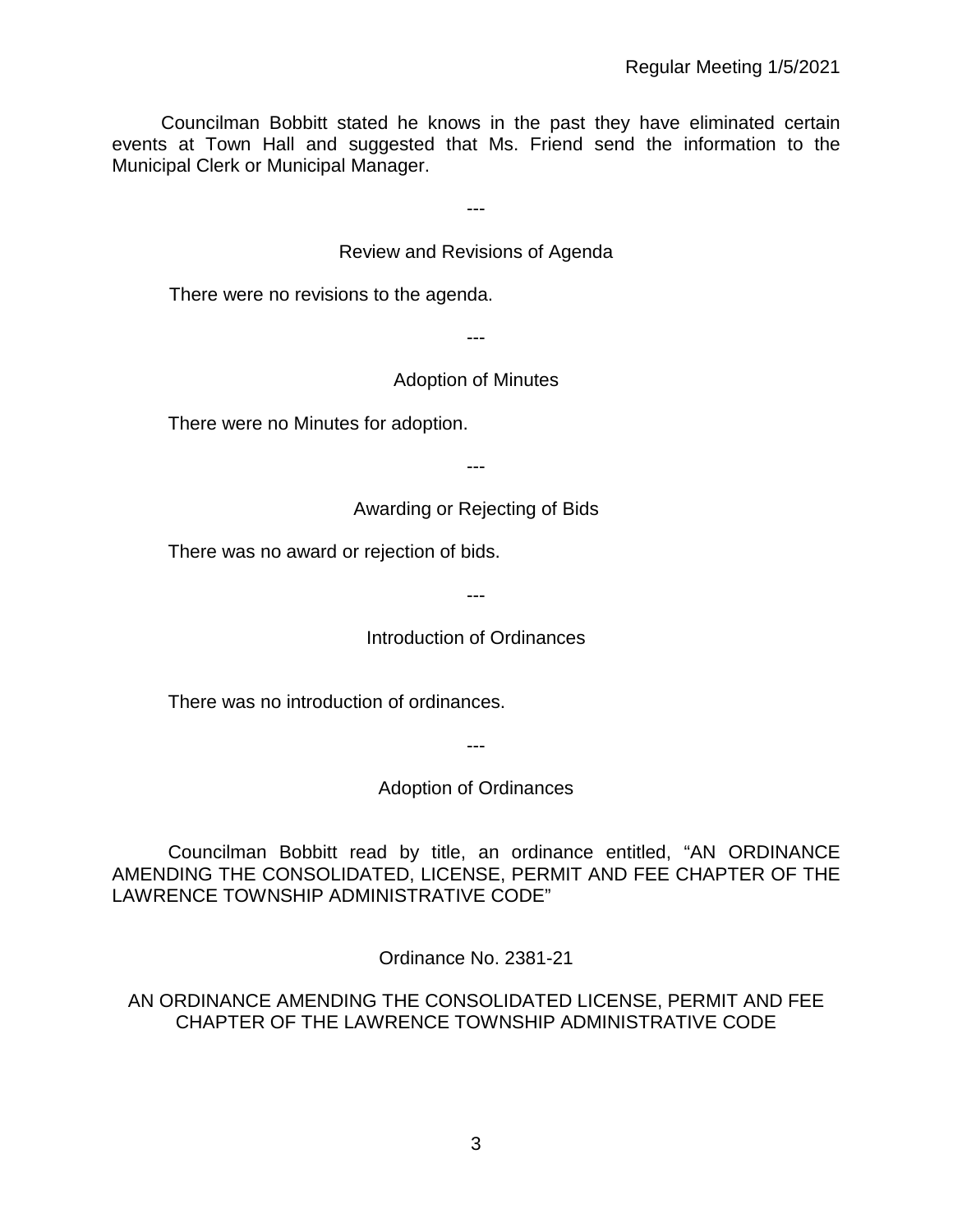Councilman Bobbitt stated he knows in the past they have eliminated certain events at Town Hall and suggested that Ms. Friend send the information to the Municipal Clerk or Municipal Manager.

---

Review and Revisions of Agenda

There were no revisions to the agenda.

---

Adoption of Minutes

There were no Minutes for adoption.

---

Awarding or Rejecting of Bids

There was no award or rejection of bids.

---

Introduction of Ordinances

There was no introduction of ordinances.

---

Adoption of Ordinances

Councilman Bobbitt read by title, an ordinance entitled, "AN ORDINANCE AMENDING THE CONSOLIDATED, LICENSE, PERMIT AND FEE CHAPTER OF THE LAWRENCE TOWNSHIP ADMINISTRATIVE CODE"

Ordinance No. 2381-21

AN ORDINANCE AMENDING THE CONSOLIDATED LICENSE, PERMIT AND FEE CHAPTER OF THE LAWRENCE TOWNSHIP ADMINISTRATIVE CODE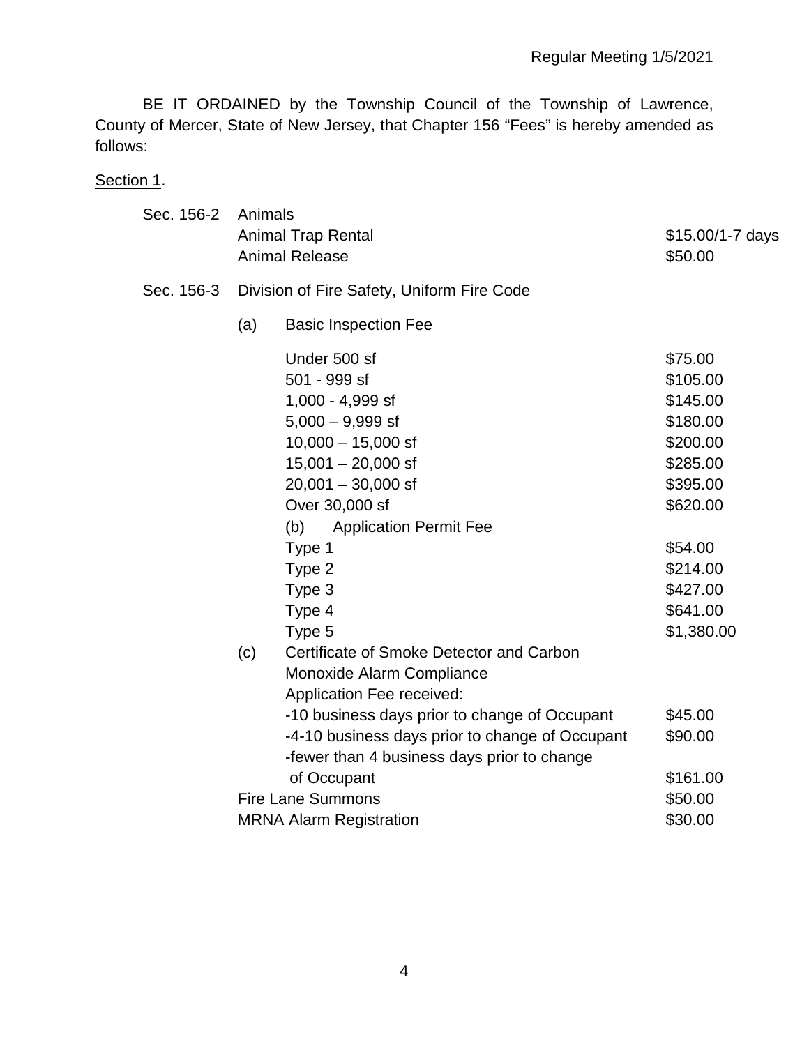BE IT ORDAINED by the Township Council of the Township of Lawrence, County of Mercer, State of New Jersey, that Chapter 156 "Fees" is hereby amended as follows:

<u>Section 1</u>.

| | | | |
|---|---|---|---|
| Sec. 156-2 | Animals | | |
| | Animal Trap Rental | | $15.00/1-7 days |
| | Animal Release | | $50.00 |
| Sec. 156-3 | Division of Fire Safety, Uniform Fire Code | | |
| | (a) | Basic Inspection Fee | |
| | | Under 500 sf | $75.00 |
| | | 501 - 999 sf | $105.00 |
| | | 1,000 - 4,999 sf | $145.00 |
| | | 5,000 – 9,999 sf | $180.00 |
| | | 10,000 – 15,000 sf | $200.00 |
| | | 15,001 – 20,000 sf | $285.00 |
| | | 20,001 – 30,000 sf | $395.00 |
| | | Over 30,000 sf | $620.00 |
| | | (b) Application Permit Fee | |
| | | Type 1 | $54.00 |
| | | Type 2 | $214.00 |
| | | Type 3 | $427.00 |
| | | Type 4 | $641.00 |
| | | Type 5 | $1,380.00 |
| | (c) | Certificate of Smoke Detector and Carbon Monoxide Alarm Compliance | |
| | | Application Fee received: | |
| | | -10 business days prior to change of Occupant | $45.00 |
| | | -4-10 business days prior to change of Occupant | $90.00 |
| | | -fewer than 4 business days prior to change of Occupant | $161.00 |
| | Fire Lane Summons | | $50.00 |
| | MRNA Alarm Registration | | $30.00 |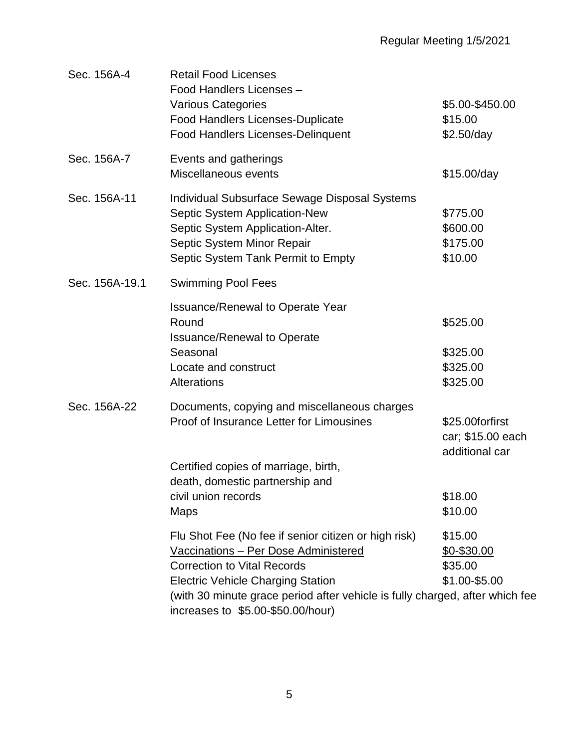| | | |
|---|---|---|
| Sec. 156A-4 | Retail Food Licenses | |
| | Food Handlers Licenses – Various Categories | \$5.00-\$450.00 |
| | Food Handlers Licenses-Duplicate | \$15.00 |
| | Food Handlers Licenses-Delinquent | \$2.50/day |
| Sec. 156A-7 | Events and gatherings | |
| | Miscellaneous events | \$15.00/day |
| Sec. 156A-11 | Individual Subsurface Sewage Disposal Systems | |
| | Septic System Application-New | \$775.00 |
| | Septic System Application-Alter. | \$600.00 |
| | Septic System Minor Repair | \$175.00 |
| | Septic System Tank Permit to Empty | \$10.00 |
| Sec. 156A-19.1 | Swimming Pool Fees | |
| | Issuance/Renewal to Operate Year Round | \$525.00 |
| | Issuance/Renewal to Operate Seasonal | \$325.00 |
| | Locate and construct | \$325.00 |
| | Alterations | \$325.00 |
| Sec. 156A-22 | Documents, copying and miscellaneous charges | |
| | Proof of Insurance Letter for Limousines | \$25.00forfirst car; \$15.00 each additional car |
| | Certified copies of marriage, birth, death, domestic partnership and civil union records | \$18.00 |
| | Maps | \$10.00 |
| | Flu Shot Fee (No fee if senior citizen or high risk) | \$15.00 |
| | <u>Vaccinations – Per Dose Administered</u> | <u>\$0-\$30.00</u> |
| | Correction to Vital Records | \$35.00 |
| | Electric Vehicle Charging Station | \$1.00-\$5.00 |
| | (with 30 minute grace period after vehicle is fully charged, after which fee increases to \$5.00-\$50.00/hour) | |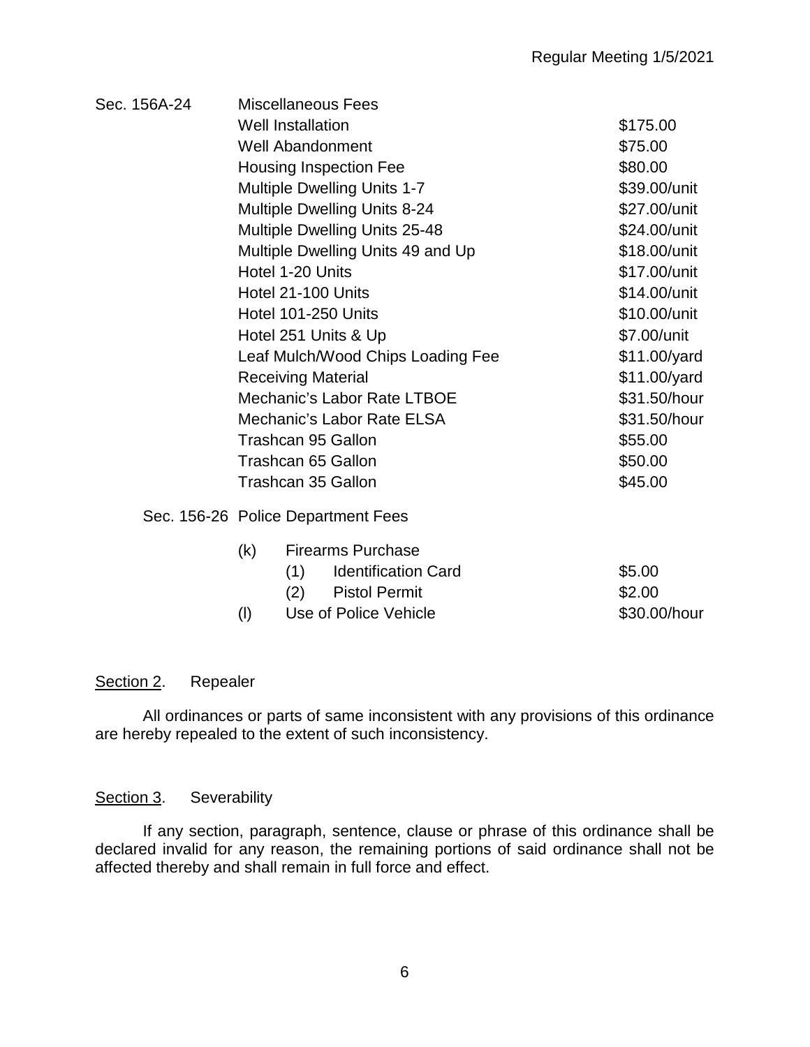Sec. 156A-24 Miscellaneous Fees

| | |
|---|---|
| Well Installation | $175.00 |
| Well Abandonment | $75.00 |
| Housing Inspection Fee | $80.00 |
| Multiple Dwelling Units 1-7 | $39.00/unit |
| Multiple Dwelling Units 8-24 | $27.00/unit |
| Multiple Dwelling Units 25-48 | $24.00/unit |
| Multiple Dwelling Units 49 and Up | $18.00/unit |
| Hotel 1-20 Units | $17.00/unit |
| Hotel 21-100 Units | $14.00/unit |
| Hotel 101-250 Units | $10.00/unit |
| Hotel 251 Units & Up | $7.00/unit |
| Leaf Mulch/Wood Chips Loading Fee | $11.00/yard |
| Receiving Material | $11.00/yard |
| Mechanic's Labor Rate LTBOE | $31.50/hour |
| Mechanic's Labor Rate ELSA | $31.50/hour |
| Trashcan 95 Gallon | $55.00 |
| Trashcan 65 Gallon | $50.00 |
| Trashcan 35 Gallon | $45.00 |

Sec. 156-26 Police Department Fees

| | |
|---|---|
| (k) Firearms Purchase | |
| (1) Identification Card | $5.00 |
| (2) Pistol Permit | $2.00 |
| (l) Use of Police Vehicle | $30.00/hour |

Section 2. Repealer

All ordinances or parts of same inconsistent with any provisions of this ordinance are hereby repealed to the extent of such inconsistency.

Section 3. Severability

If any section, paragraph, sentence, clause or phrase of this ordinance shall be declared invalid for any reason, the remaining portions of said ordinance shall not be affected thereby and shall remain in full force and effect.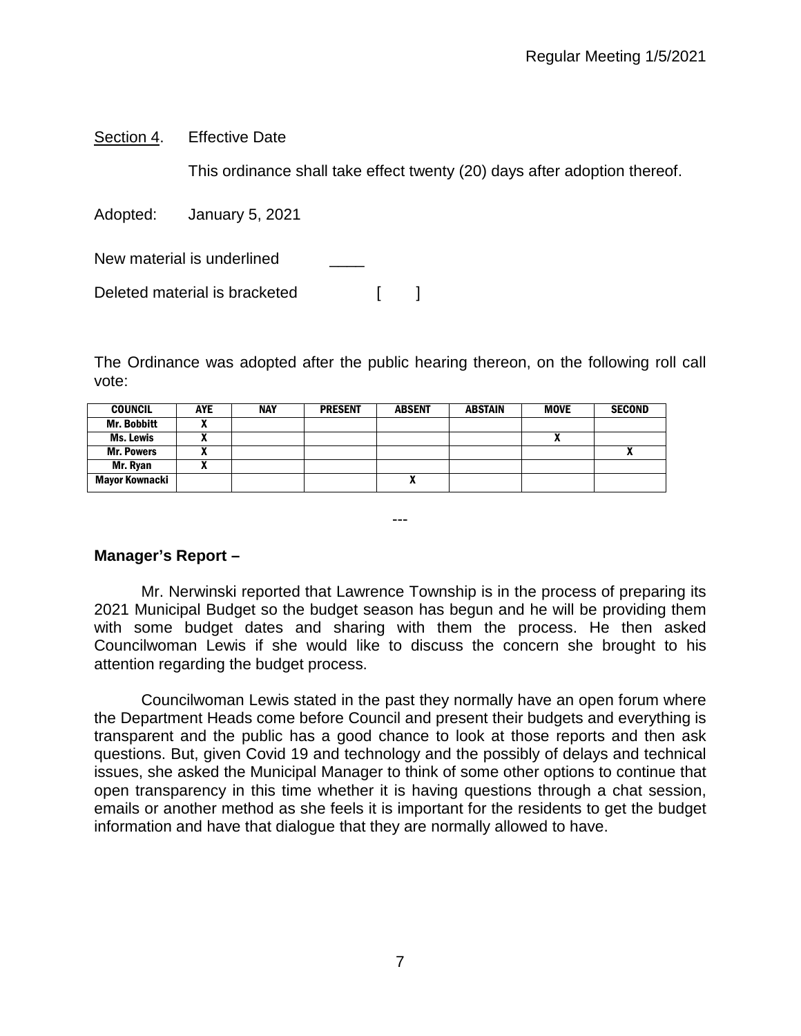Section 4. Effective Date

This ordinance shall take effect twenty (20) days after adoption thereof.

Adopted: January 5, 2021

New material is underlined ____

Deleted material is bracketed [ ]

The Ordinance was adopted after the public hearing thereon, on the following roll call vote:

| COUNCIL | AYE | NAY | PRESENT | ABSENT | ABSTAIN | MOVE | SECOND |
|---|---|---|---|---|---|---|---|
| Mr. Bobbitt | X | | | | | | |
| Ms. Lewis | X | | | | | X | |
| Mr. Powers | X | | | | | | X |
| Mr. Ryan | X | | | | | | |
| Mayor Kownacki | | | | X | | | |

---

**Manager's Report –**

Mr. Nerwinski reported that Lawrence Township is in the process of preparing its 2021 Municipal Budget so the budget season has begun and he will be providing them with some budget dates and sharing with them the process. He then asked Councilwoman Lewis if she would like to discuss the concern she brought to his attention regarding the budget process.

Councilwoman Lewis stated in the past they normally have an open forum where the Department Heads come before Council and present their budgets and everything is transparent and the public has a good chance to look at those reports and then ask questions. But, given Covid 19 and technology and the possibly of delays and technical issues, she asked the Municipal Manager to think of some other options to continue that open transparency in this time whether it is having questions through a chat session, emails or another method as she feels it is important for the residents to get the budget information and have that dialogue that they are normally allowed to have.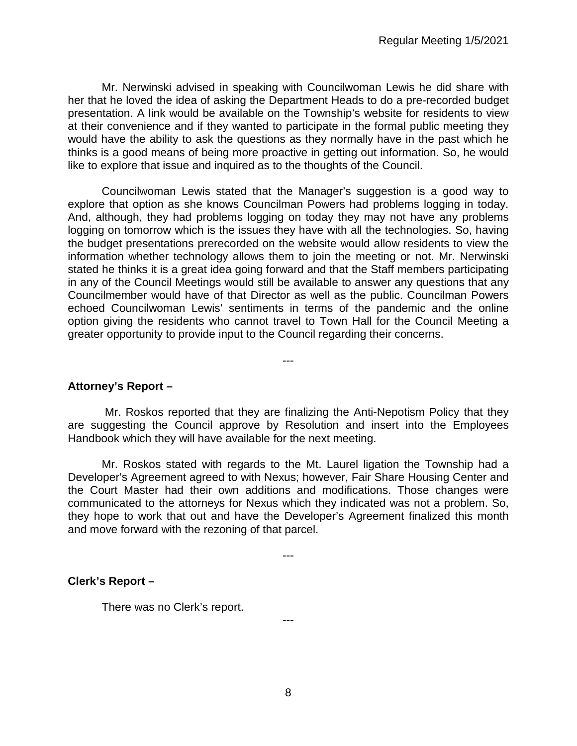Mr. Nerwinski advised in speaking with Councilwoman Lewis he did share with her that he loved the idea of asking the Department Heads to do a pre-recorded budget presentation. A link would be available on the Township's website for residents to view at their convenience and if they wanted to participate in the formal public meeting they would have the ability to ask the questions as they normally have in the past which he thinks is a good means of being more proactive in getting out information. So, he would like to explore that issue and inquired as to the thoughts of the Council.

Councilwoman Lewis stated that the Manager's suggestion is a good way to explore that option as she knows Councilman Powers had problems logging in today. And, although, they had problems logging on today they may not have any problems logging on tomorrow which is the issues they have with all the technologies. So, having the budget presentations prerecorded on the website would allow residents to view the information whether technology allows them to join the meeting or not. Mr. Nerwinski stated he thinks it is a great idea going forward and that the Staff members participating in any of the Council Meetings would still be available to answer any questions that any Councilmember would have of that Director as well as the public. Councilman Powers echoed Councilwoman Lewis' sentiments in terms of the pandemic and the online option giving the residents who cannot travel to Town Hall for the Council Meeting a greater opportunity to provide input to the Council regarding their concerns.

---

**Attorney's Report –**

Mr. Roskos reported that they are finalizing the Anti-Nepotism Policy that they are suggesting the Council approve by Resolution and insert into the Employees Handbook which they will have available for the next meeting.

Mr. Roskos stated with regards to the Mt. Laurel ligation the Township had a Developer's Agreement agreed to with Nexus; however, Fair Share Housing Center and the Court Master had their own additions and modifications. Those changes were communicated to the attorneys for Nexus which they indicated was not a problem. So, they hope to work that out and have the Developer's Agreement finalized this month and move forward with the rezoning of that parcel.

---

**Clerk's Report –**

There was no Clerk's report.

---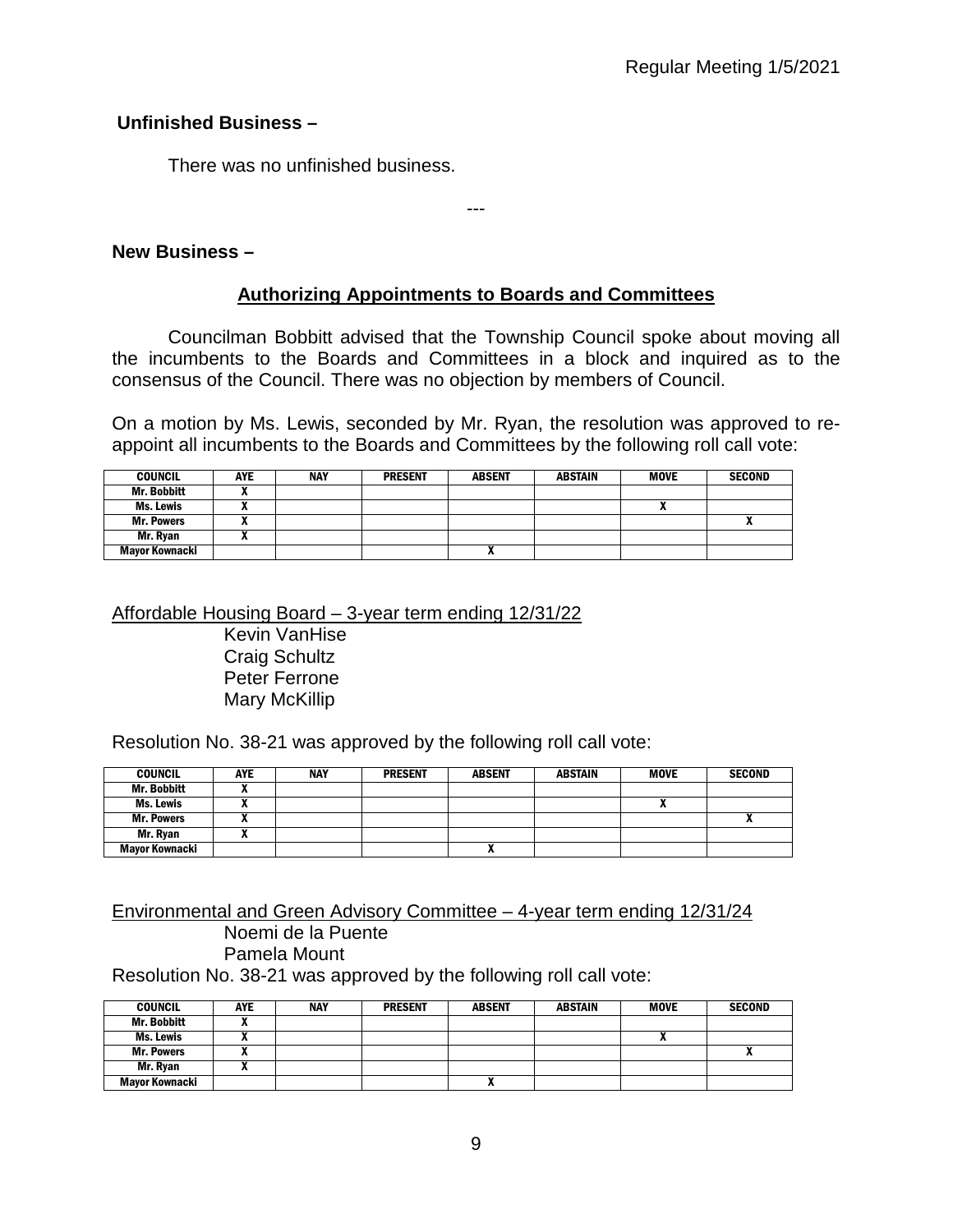**Unfinished Business –**

There was no unfinished business.

---

**New Business –**

**Authorizing Appointments to Boards and Committees**

Councilman Bobbitt advised that the Township Council spoke about moving all the incumbents to the Boards and Committees in a block and inquired as to the consensus of the Council. There was no objection by members of Council.

On a motion by Ms. Lewis, seconded by Mr. Ryan, the resolution was approved to re-appoint all incumbents to the Boards and Committees by the following roll call vote:

| COUNCIL | AYE | NAY | PRESENT | ABSENT | ABSTAIN | MOVE | SECOND |
|---|---|---|---|---|---|---|---|
| Mr. Bobbitt | X | | | | | | |
| Ms. Lewis | X | | | | | X | |
| Mr. Powers | X | | | | | | X |
| Mr. Ryan | X | | | | | | |
| Mayor Kownacki | | | | X | | | |

Affordable Housing Board – 3-year term ending 12/31/22

Kevin VanHise
Craig Schultz
Peter Ferrone
Mary McKillip

Resolution No. 38-21 was approved by the following roll call vote:

| COUNCIL | AYE | NAY | PRESENT | ABSENT | ABSTAIN | MOVE | SECOND |
|---|---|---|---|---|---|---|---|
| Mr. Bobbitt | X | | | | | | |
| Ms. Lewis | X | | | | | X | |
| Mr. Powers | X | | | | | | X |
| Mr. Ryan | X | | | | | | |
| Mayor Kownacki | | | | X | | | |

Environmental and Green Advisory Committee – 4-year term ending 12/31/24

Noemi de la Puente
Pamela Mount

Resolution No. 38-21 was approved by the following roll call vote:

| COUNCIL | AYE | NAY | PRESENT | ABSENT | ABSTAIN | MOVE | SECOND |
|---|---|---|---|---|---|---|---|
| Mr. Bobbitt | X | | | | | | |
| Ms. Lewis | X | | | | | X | |
| Mr. Powers | X | | | | | | X |
| Mr. Ryan | X | | | | | | |
| Mayor Kownacki | | | | X | | | |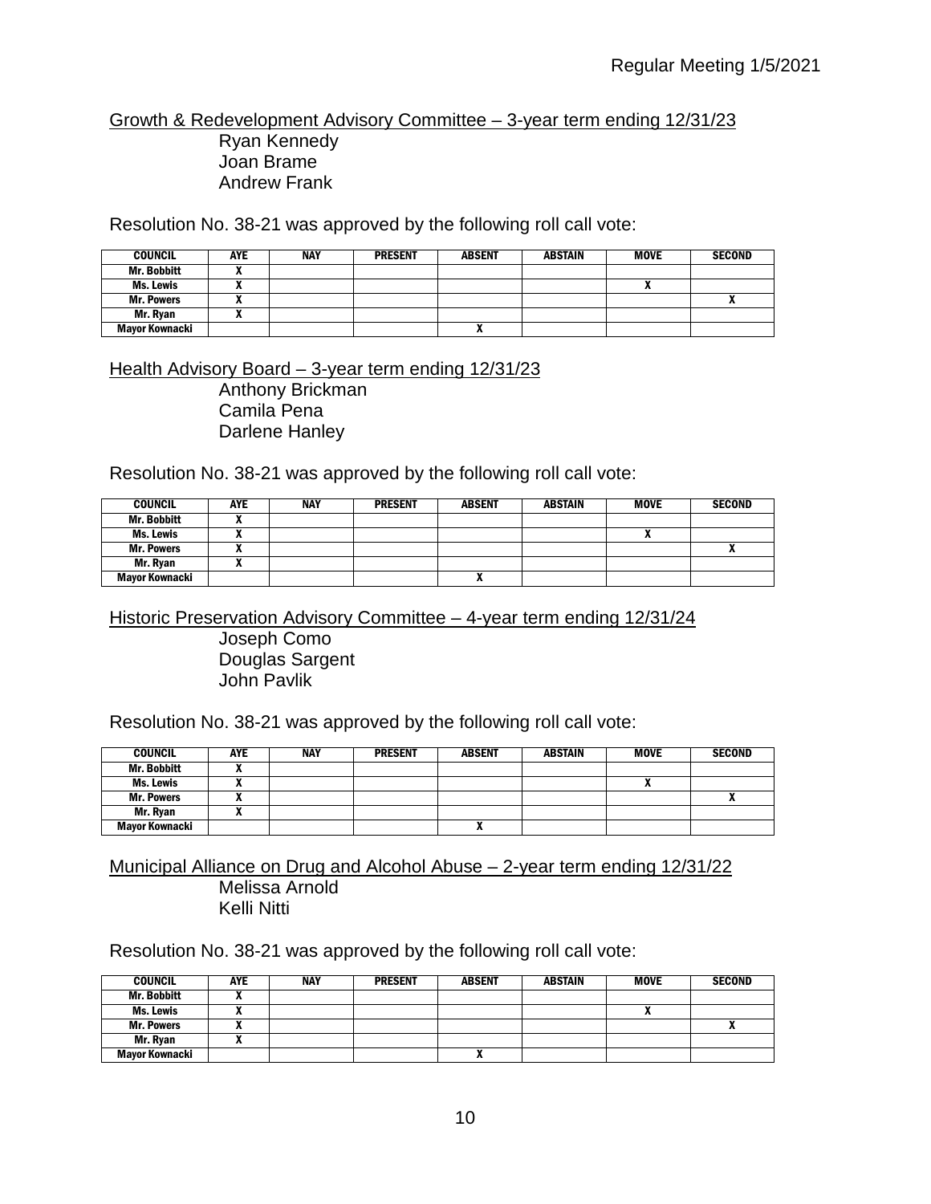Growth & Redevelopment Advisory Committee – 3-year term ending 12/31/23

Ryan Kennedy
Joan Brame
Andrew Frank

Resolution No. 38-21 was approved by the following roll call vote:

| COUNCIL | AYE | NAY | PRESENT | ABSENT | ABSTAIN | MOVE | SECOND |
|---|---|---|---|---|---|---|---|
| Mr. Bobbitt | X | | | | | | |
| Ms. Lewis | X | | | | | X | |
| Mr. Powers | X | | | | | | X |
| Mr. Ryan | X | | | | | | |
| Mayor Kownacki | | | | X | | | |

Health Advisory Board – 3-year term ending 12/31/23

Anthony Brickman
Camila Pena
Darlene Hanley

Resolution No. 38-21 was approved by the following roll call vote:

| COUNCIL | AYE | NAY | PRESENT | ABSENT | ABSTAIN | MOVE | SECOND |
|---|---|---|---|---|---|---|---|
| Mr. Bobbitt | X | | | | | | |
| Ms. Lewis | X | | | | | X | |
| Mr. Powers | X | | | | | | X |
| Mr. Ryan | X | | | | | | |
| Mayor Kownacki | | | | X | | | |

Historic Preservation Advisory Committee – 4-year term ending 12/31/24

Joseph Como
Douglas Sargent
John Pavlik

Resolution No. 38-21 was approved by the following roll call vote:

| COUNCIL | AYE | NAY | PRESENT | ABSENT | ABSTAIN | MOVE | SECOND |
|---|---|---|---|---|---|---|---|
| Mr. Bobbitt | X | | | | | | |
| Ms. Lewis | X | | | | | X | |
| Mr. Powers | X | | | | | | X |
| Mr. Ryan | X | | | | | | |
| Mayor Kownacki | | | | X | | | |

Municipal Alliance on Drug and Alcohol Abuse – 2-year term ending 12/31/22

Melissa Arnold
Kelli Nitti

Resolution No. 38-21 was approved by the following roll call vote:

| COUNCIL | AYE | NAY | PRESENT | ABSENT | ABSTAIN | MOVE | SECOND |
|---|---|---|---|---|---|---|---|
| Mr. Bobbitt | X | | | | | | |
| Ms. Lewis | X | | | | | X | |
| Mr. Powers | X | | | | | | X |
| Mr. Ryan | X | | | | | | |
| Mayor Kownacki | | | | X | | | |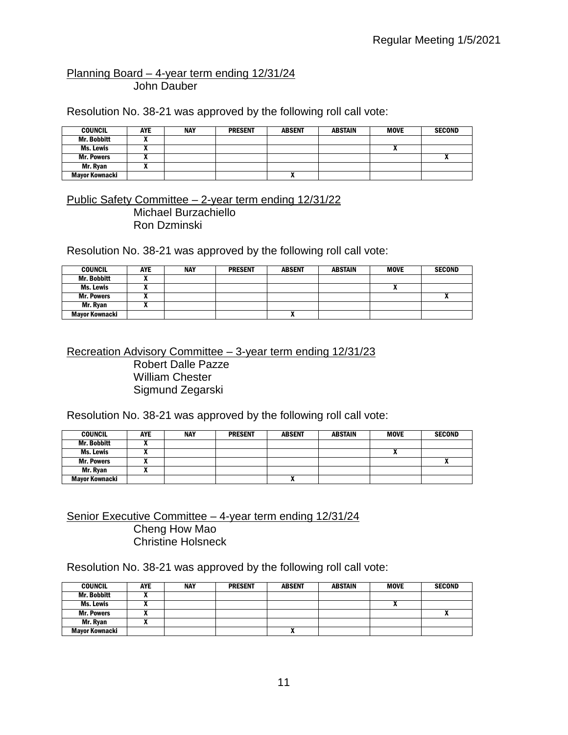<u>Planning Board – 4-year term ending 12/31/24</u>

John Dauber

Resolution No. 38-21 was approved by the following roll call vote:

| COUNCIL | AYE | NAY | PRESENT | ABSENT | ABSTAIN | MOVE | SECOND |
|---|---|---|---|---|---|---|---|
| Mr. Bobbitt | X | | | | | | |
| Ms. Lewis | X | | | | | X | |
| Mr. Powers | X | | | | | | X |
| Mr. Ryan | X | | | | | | |
| Mayor Kownacki | | | | X | | | |

<u>Public Safety Committee – 2-year term ending 12/31/22</u>

Michael Burzachiello
Ron Dzminski

Resolution No. 38-21 was approved by the following roll call vote:

| COUNCIL | AYE | NAY | PRESENT | ABSENT | ABSTAIN | MOVE | SECOND |
|---|---|---|---|---|---|---|---|
| Mr. Bobbitt | X | | | | | | |
| Ms. Lewis | X | | | | | X | |
| Mr. Powers | X | | | | | | X |
| Mr. Ryan | X | | | | | | |
| Mayor Kownacki | | | | X | | | |

<u>Recreation Advisory Committee – 3-year term ending 12/31/23</u>

Robert Dalle Pazze
William Chester
Sigmund Zegarski

Resolution No. 38-21 was approved by the following roll call vote:

| COUNCIL | AYE | NAY | PRESENT | ABSENT | ABSTAIN | MOVE | SECOND |
|---|---|---|---|---|---|---|---|
| Mr. Bobbitt | X | | | | | | |
| Ms. Lewis | X | | | | | X | |
| Mr. Powers | X | | | | | | X |
| Mr. Ryan | X | | | | | | |
| Mayor Kownacki | | | | X | | | |

<u>Senior Executive Committee – 4-year term ending 12/31/24</u>

Cheng How Mao
Christine Holsneck

Resolution No. 38-21 was approved by the following roll call vote:

| COUNCIL | AYE | NAY | PRESENT | ABSENT | ABSTAIN | MOVE | SECOND |
|---|---|---|---|---|---|---|---|
| Mr. Bobbitt | X | | | | | | |
| Ms. Lewis | X | | | | | X | |
| Mr. Powers | X | | | | | | X |
| Mr. Ryan | X | | | | | | |
| Mayor Kownacki | | | | X | | | |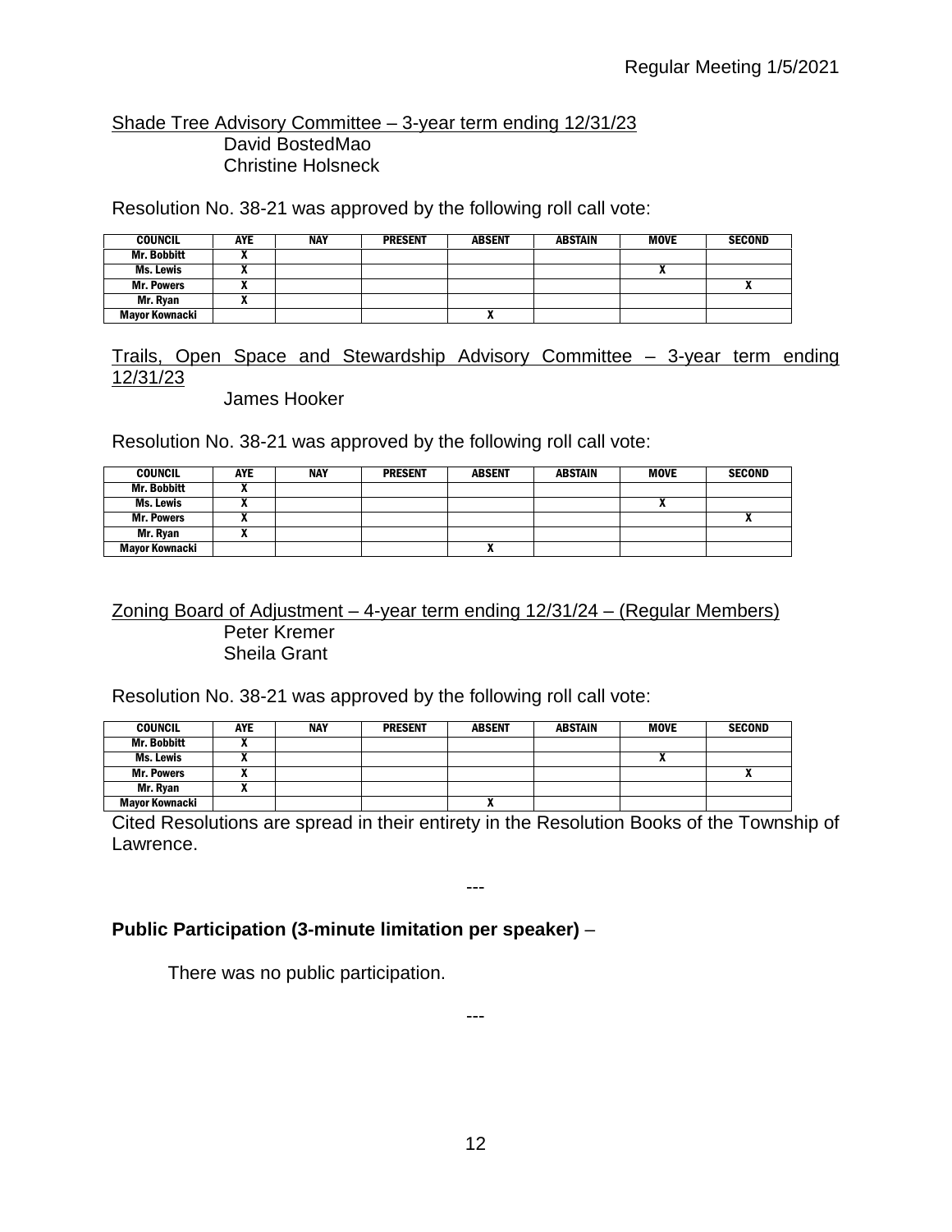Shade Tree Advisory Committee – 3-year term ending 12/31/23

David BostedMao
Christine Holsneck

Resolution No. 38-21 was approved by the following roll call vote:

| COUNCIL | AYE | NAY | PRESENT | ABSENT | ABSTAIN | MOVE | SECOND |
|---|---|---|---|---|---|---|---|
| Mr. Bobbitt | X | | | | | | |
| Ms. Lewis | X | | | | | X | |
| Mr. Powers | X | | | | | | X |
| Mr. Ryan | X | | | | | | |
| Mayor Kownacki | | | | X | | | |

Trails, Open Space and Stewardship Advisory Committee – 3-year term ending 12/31/23

James Hooker

Resolution No. 38-21 was approved by the following roll call vote:

| COUNCIL | AYE | NAY | PRESENT | ABSENT | ABSTAIN | MOVE | SECOND |
|---|---|---|---|---|---|---|---|
| Mr. Bobbitt | X | | | | | | |
| Ms. Lewis | X | | | | | X | |
| Mr. Powers | X | | | | | | X |
| Mr. Ryan | X | | | | | | |
| Mayor Kownacki | | | | X | | | |

Zoning Board of Adjustment – 4-year term ending 12/31/24 – (Regular Members)

Peter Kremer
Sheila Grant

Resolution No. 38-21 was approved by the following roll call vote:

| COUNCIL | AYE | NAY | PRESENT | ABSENT | ABSTAIN | MOVE | SECOND |
|---|---|---|---|---|---|---|---|
| Mr. Bobbitt | X | | | | | | |
| Ms. Lewis | X | | | | | X | |
| Mr. Powers | X | | | | | | X |
| Mr. Ryan | X | | | | | | |
| Mayor Kownacki | | | | X | | | |

Cited Resolutions are spread in their entirety in the Resolution Books of the Township of Lawrence.

---

**Public Participation (3-minute limitation per speaker)** –

There was no public participation.

---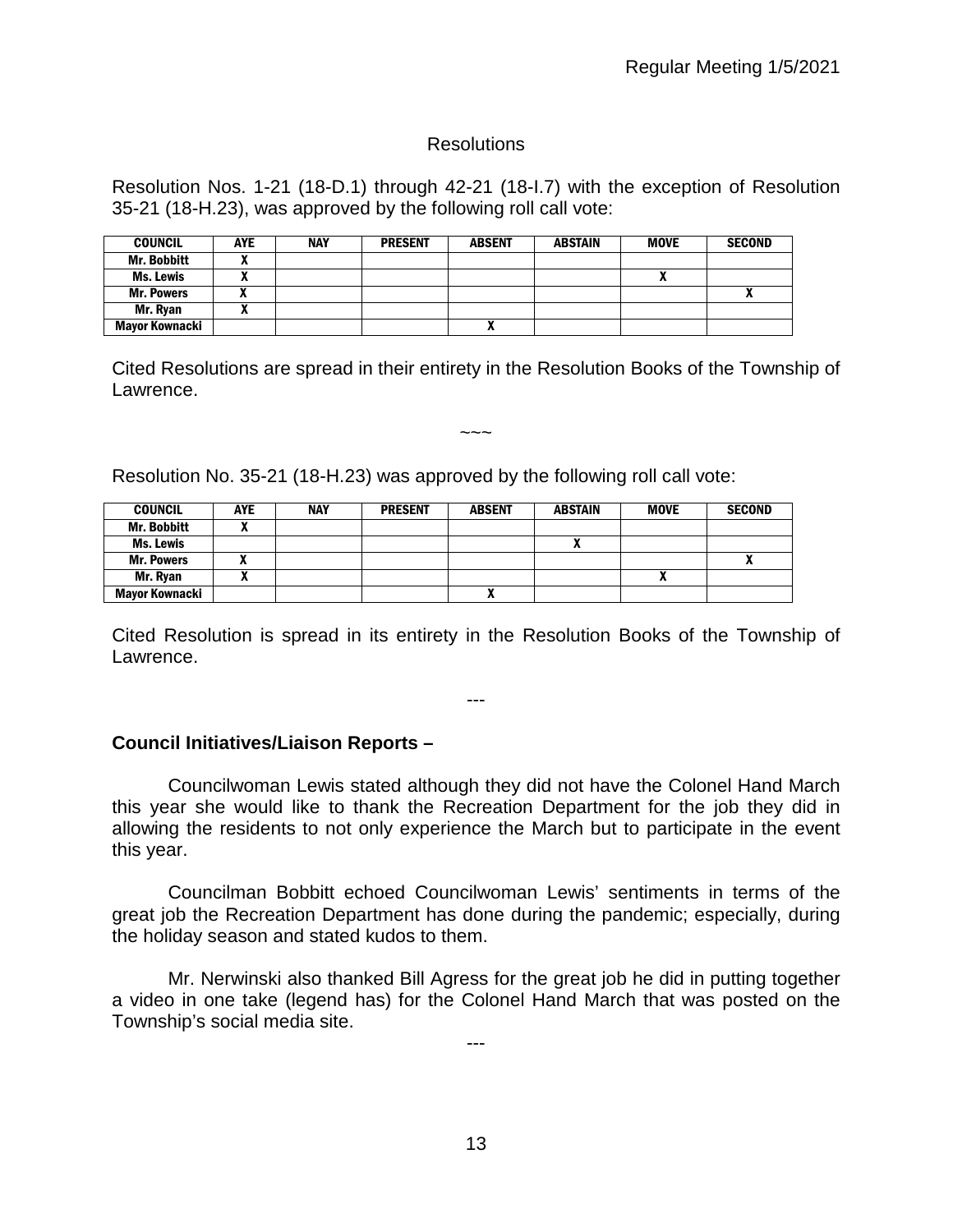## Resolutions

Resolution Nos. 1-21 (18-D.1) through 42-21 (18-I.7) with the exception of Resolution 35-21 (18-H.23), was approved by the following roll call vote:

| COUNCIL | AYE | NAY | PRESENT | ABSENT | ABSTAIN | MOVE | SECOND |
|---|---|---|---|---|---|---|---|
| Mr. Bobbitt | X | | | | | | |
| Ms. Lewis | X | | | | | X | |
| Mr. Powers | X | | | | | | X |
| Mr. Ryan | X | | | | | | |
| Mayor Kownacki | | | | X | | | |

Cited Resolutions are spread in their entirety in the Resolution Books of the Township of Lawrence.

~~~

Resolution No. 35-21 (18-H.23) was approved by the following roll call vote:

| COUNCIL | AYE | NAY | PRESENT | ABSENT | ABSTAIN | MOVE | SECOND |
|---|---|---|---|---|---|---|---|
| Mr. Bobbitt | X | | | | | | |
| Ms. Lewis | | | | | X | | |
| Mr. Powers | X | | | | | | X |
| Mr. Ryan | X | | | | | X | |
| Mayor Kownacki | | | | X | | | |

Cited Resolution is spread in its entirety in the Resolution Books of the Township of Lawrence.

---

**Council Initiatives/Liaison Reports –**

Councilwoman Lewis stated although they did not have the Colonel Hand March this year she would like to thank the Recreation Department for the job they did in allowing the residents to not only experience the March but to participate in the event this year.

Councilman Bobbitt echoed Councilwoman Lewis' sentiments in terms of the great job the Recreation Department has done during the pandemic; especially, during the holiday season and stated kudos to them.

Mr. Nerwinski also thanked Bill Agress for the great job he did in putting together a video in one take (legend has) for the Colonel Hand March that was posted on the Township's social media site.

---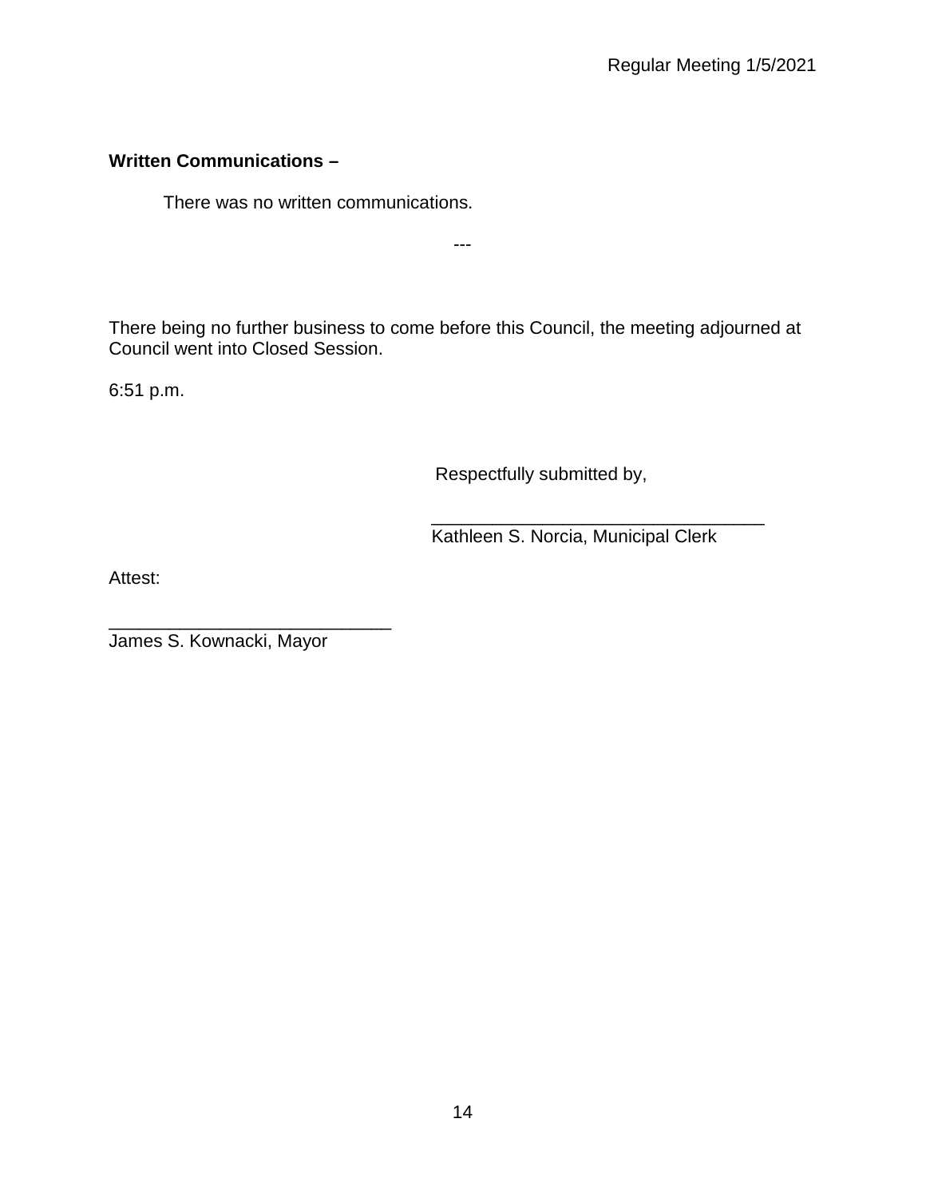**Written Communications –**

There was no written communications.

---

There being no further business to come before this Council, the meeting adjourned at Council went into Closed Session.

6:51 p.m.

Respectfully submitted by,

_________________________________
Kathleen S. Norcia, Municipal Clerk

Attest:

____________________________
James S. Kownacki, Mayor